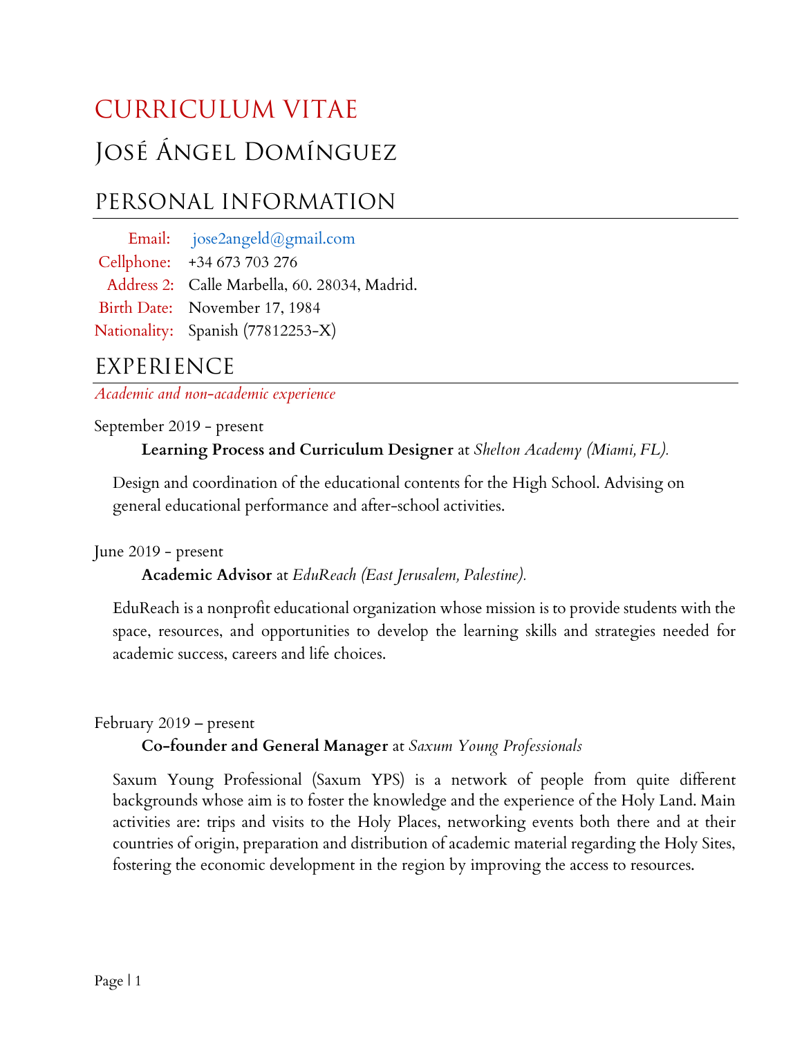# CURRICULUM VITAE

# José Ángel Domínguez

## PERSONAL INFORMATION

| | |
|---|---|
| Email: | jose2angeld@gmail.com |
| Cellphone: | +34 673 703 276 |
| Address 2: | Calle Marbella, 60. 28034, Madrid. |
| Birth Date: | November 17, 1984 |
| Nationality: | Spanish (77812253-X) |

## EXPERIENCE

*Academic and non-academic experience*

September 2019 - present

**Learning Process and Curriculum Designer** at *Shelton Academy (Miami, FL).*

Design and coordination of the educational contents for the High School. Advising on general educational performance and after-school activities.

June 2019 - present

**Academic Advisor** at *EduReach (East Jerusalem, Palestine).*

EduReach is a nonprofit educational organization whose mission is to provide students with the space, resources, and opportunities to develop the learning skills and strategies needed for academic success, careers and life choices.

February 2019 – present

**Co-founder and General Manager** at *Saxum Young Professionals*

Saxum Young Professional (Saxum YPS) is a network of people from quite different backgrounds whose aim is to foster the knowledge and the experience of the Holy Land. Main activities are: trips and visits to the Holy Places, networking events both there and at their countries of origin, preparation and distribution of academic material regarding the Holy Sites, fostering the economic development in the region by improving the access to resources.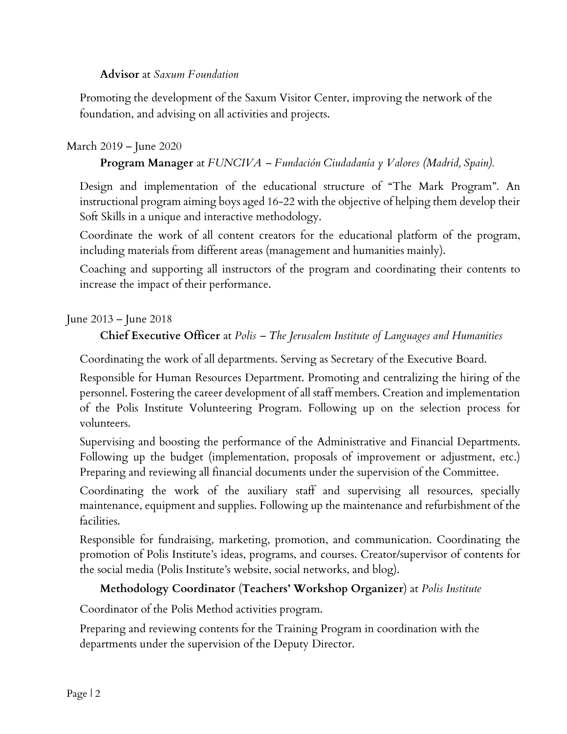**Advisor** at *Saxum Foundation*

Promoting the development of the Saxum Visitor Center, improving the network of the foundation, and advising on all activities and projects.

March 2019 – June 2020

**Program Manager** at *FUNCIVA – Fundación Ciudadanía y Valores (Madrid, Spain).*

Design and implementation of the educational structure of "The Mark Program". An instructional program aiming boys aged 16-22 with the objective of helping them develop their Soft Skills in a unique and interactive methodology.

Coordinate the work of all content creators for the educational platform of the program, including materials from different areas (management and humanities mainly).

Coaching and supporting all instructors of the program and coordinating their contents to increase the impact of their performance.

June 2013 – June 2018

**Chief Executive Officer** at *Polis – The Jerusalem Institute of Languages and Humanities*

Coordinating the work of all departments. Serving as Secretary of the Executive Board.

Responsible for Human Resources Department. Promoting and centralizing the hiring of the personnel. Fostering the career development of all staff members. Creation and implementation of the Polis Institute Volunteering Program. Following up on the selection process for volunteers.

Supervising and boosting the performance of the Administrative and Financial Departments. Following up the budget (implementation, proposals of improvement or adjustment, etc.) Preparing and reviewing all financial documents under the supervision of the Committee.

Coordinating the work of the auxiliary staff and supervising all resources, specially maintenance, equipment and supplies. Following up the maintenance and refurbishment of the facilities.

Responsible for fundraising, marketing, promotion, and communication. Coordinating the promotion of Polis Institute's ideas, programs, and courses. Creator/supervisor of contents for the social media (Polis Institute's website, social networks, and blog).

**Methodology Coordinator** (**Teachers' Workshop Organizer**) at *Polis Institute*

Coordinator of the Polis Method activities program.

Preparing and reviewing contents for the Training Program in coordination with the departments under the supervision of the Deputy Director.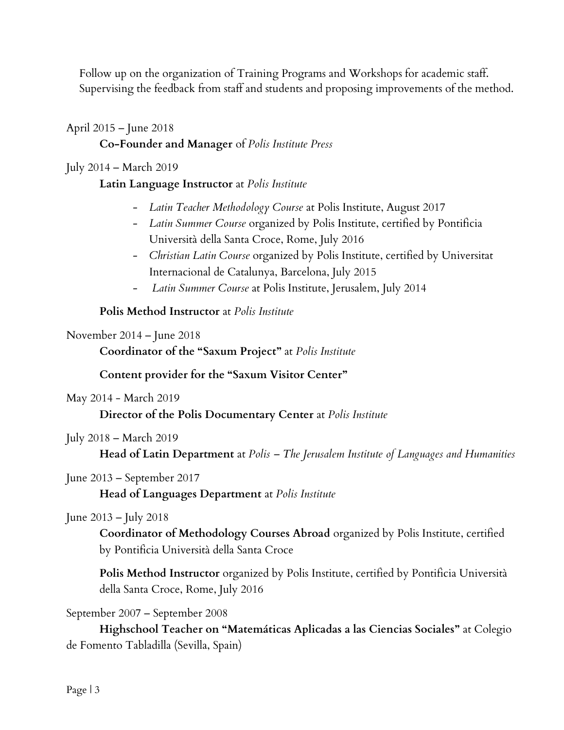Follow up on the organization of Training Programs and Workshops for academic staff. Supervising the feedback from staff and students and proposing improvements of the method.

April 2015 – June 2018

**Co-Founder and Manager** of *Polis Institute Press*

July 2014 – March 2019

**Latin Language Instructor** at *Polis Institute*

- *Latin Teacher Methodology Course* at Polis Institute, August 2017
- *Latin Summer Course* organized by Polis Institute, certified by Pontificia Università della Santa Croce, Rome, July 2016
- *Christian Latin Course* organized by Polis Institute, certified by Universitat Internacional de Catalunya, Barcelona, July 2015
- *Latin Summer Course* at Polis Institute, Jerusalem, July 2014

**Polis Method Instructor** at *Polis Institute*

November 2014 – June 2018

**Coordinator of the "Saxum Project"** at *Polis Institute*

**Content provider for the "Saxum Visitor Center"**

May 2014 - March 2019

**Director of the Polis Documentary Center** at *Polis Institute*

July 2018 – March 2019

**Head of Latin Department** at *Polis – The Jerusalem Institute of Languages and Humanities*

June 2013 – September 2017

**Head of Languages Department** at *Polis Institute*

June 2013 – July 2018

**Coordinator of Methodology Courses Abroad** organized by Polis Institute, certified by Pontificia Università della Santa Croce

**Polis Method Instructor** organized by Polis Institute, certified by Pontificia Università della Santa Croce, Rome, July 2016

September 2007 – September 2008

**Highschool Teacher on "Matemáticas Aplicadas a las Ciencias Sociales"** at Colegio de Fomento Tabladilla (Sevilla, Spain)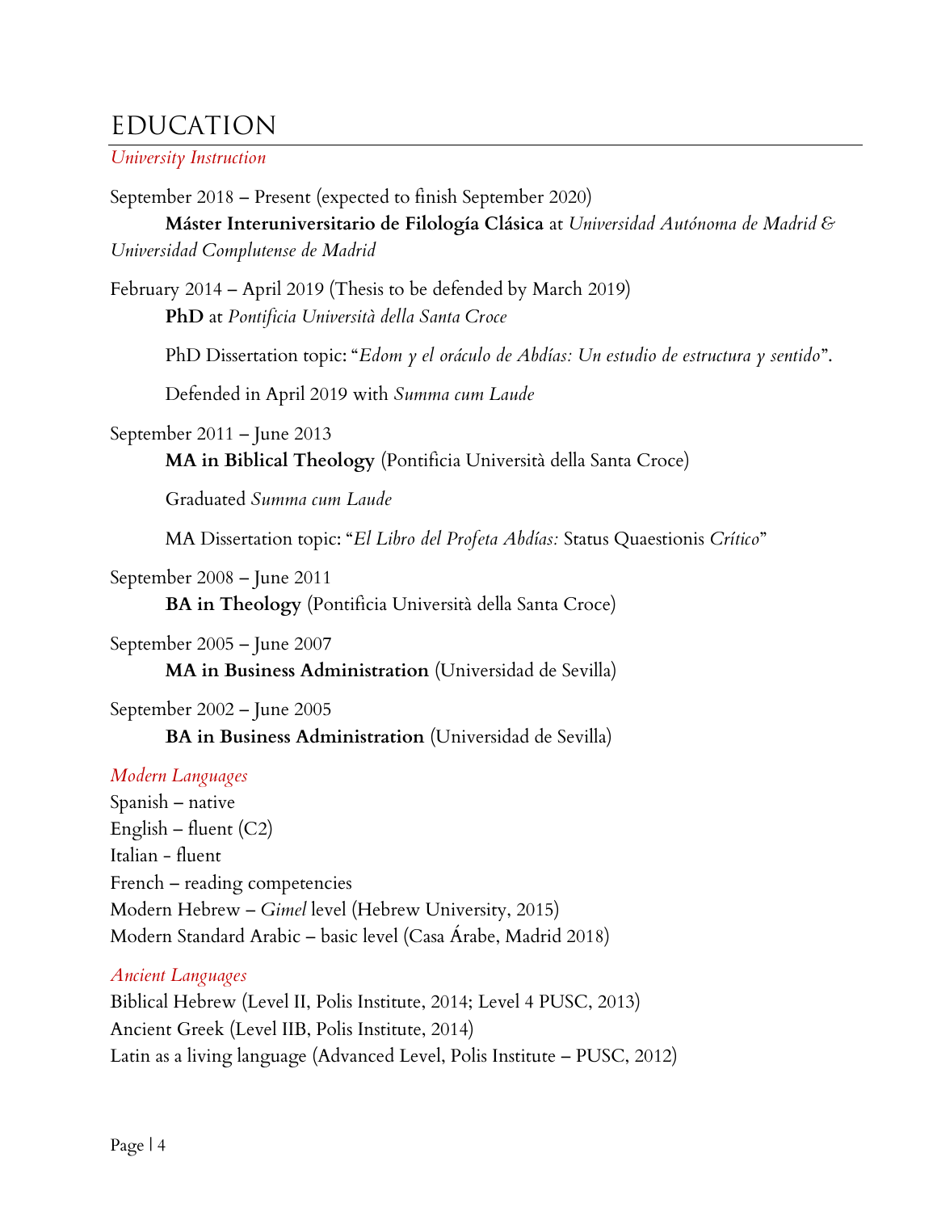# EDUCATION

*University Instruction*

September 2018 – Present (expected to finish September 2020)
**Máster Interuniversitario de Filología Clásica** at *Universidad Autónoma de Madrid & Universidad Complutense de Madrid*

February 2014 – April 2019 (Thesis to be defended by March 2019)
**PhD** at *Pontificia Università della Santa Croce*

PhD Dissertation topic: "*Edom y el oráculo de Abdías: Un estudio de estructura y sentido*".

Defended in April 2019 with *Summa cum Laude*

September 2011 – June 2013
**MA in Biblical Theology** (Pontificia Università della Santa Croce)

Graduated *Summa cum Laude*

MA Dissertation topic: "*El Libro del Profeta Abdías:* Status Quaestionis *Crítico*"

September 2008 – June 2011
**BA in Theology** (Pontificia Università della Santa Croce)

September 2005 – June 2007
**MA in Business Administration** (Universidad de Sevilla)

September 2002 – June 2005
**BA in Business Administration** (Universidad de Sevilla)

*Modern Languages*

Spanish – native
English – fluent (C2)
Italian - fluent
French – reading competencies
Modern Hebrew – *Gimel* level (Hebrew University, 2015)
Modern Standard Arabic – basic level (Casa Árabe, Madrid 2018)

*Ancient Languages*

Biblical Hebrew (Level II, Polis Institute, 2014; Level 4 PUSC, 2013)
Ancient Greek (Level IIB, Polis Institute, 2014)
Latin as a living language (Advanced Level, Polis Institute – PUSC, 2012)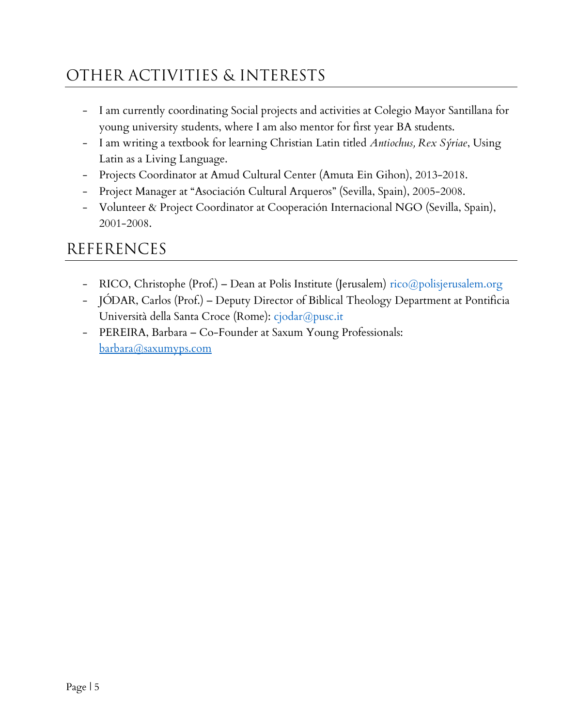## OTHER ACTIVITIES & INTERESTS

- I am currently coordinating Social projects and activities at Colegio Mayor Santillana for young university students, where I am also mentor for first year BA students.
- I am writing a textbook for learning Christian Latin titled *Antiochus, Rex Sýriae*, Using Latin as a Living Language.
- Projects Coordinator at Amud Cultural Center (Amuta Ein Gihon), 2013-2018.
- Project Manager at "Asociación Cultural Arqueros" (Sevilla, Spain), 2005-2008.
- Volunteer & Project Coordinator at Cooperación Internacional NGO (Sevilla, Spain), 2001-2008.

## REFERENCES

- RICO, Christophe (Prof.) – Dean at Polis Institute (Jerusalem) rico@polisjerusalem.org
- JÓDAR, Carlos (Prof.) – Deputy Director of Biblical Theology Department at Pontificia Università della Santa Croce (Rome): cjodar@pusc.it
- PEREIRA, Barbara – Co-Founder at Saxum Young Professionals: barbara@saxumyps.com